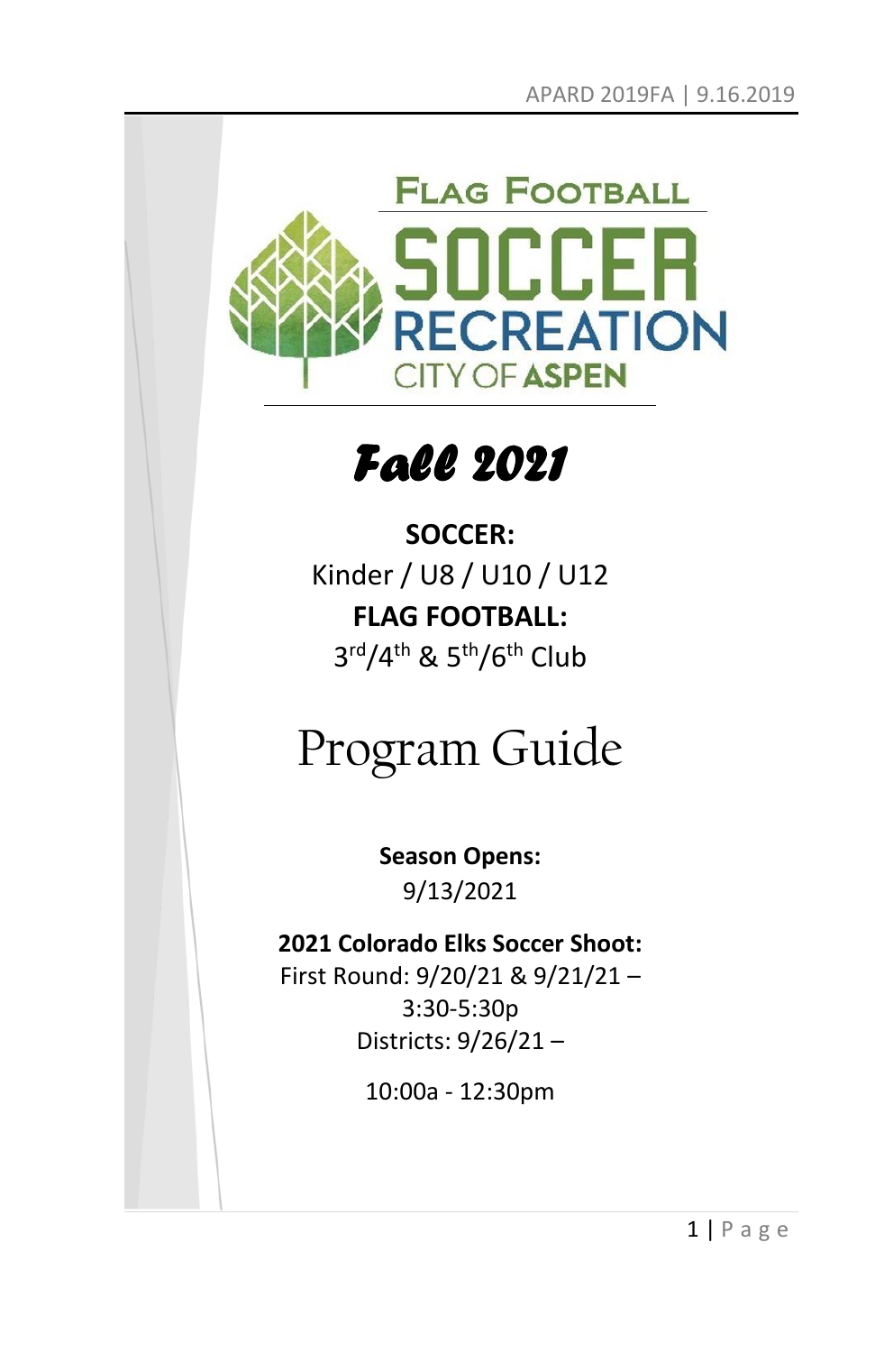FLAG FOOTBALL

SOCCER

RECREATION

CITY OF ASPEN

# *Fall 2021*

**SOCCER:**

Kinder / U8 / U10 / U12

**FLAG FOOTBALL:**

3rd/4th & 5th/6th Club

# Program Guide

**Season Opens:**

9/13/2021

**2021 Colorado Elks Soccer Shoot:**

First Round: 9/20/21 & 9/21/21 – 3:30-5:30p

Districts: 9/26/21 –

10:00a - 12:30pm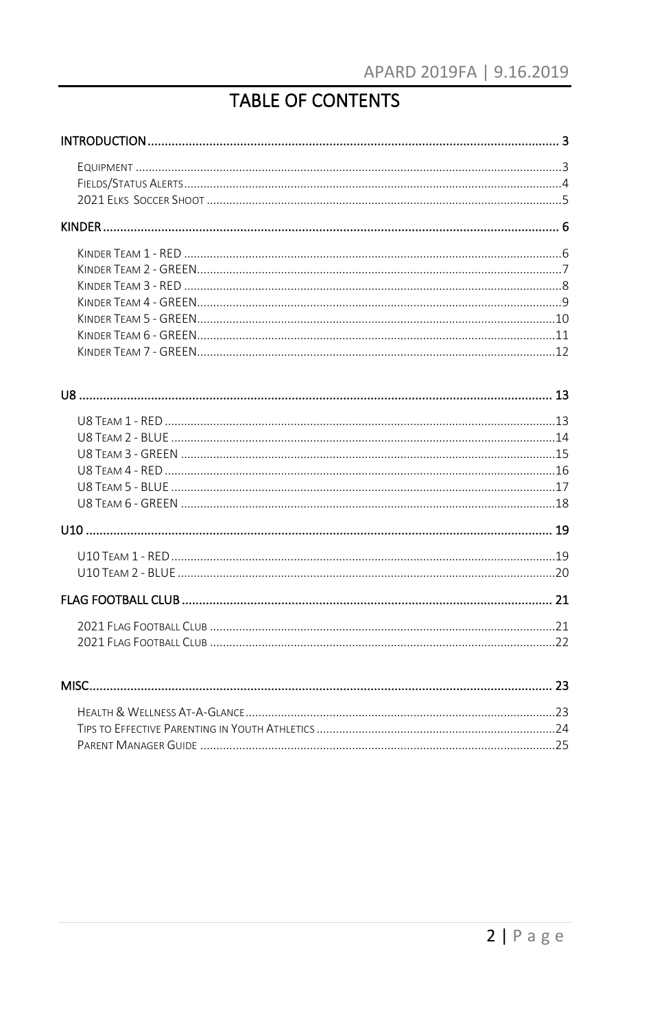# TABLE OF CONTENTS

INTRODUCTION ........ 3

- Equipment ........ 3
- Fields/Status Alerts ........ 4
- 2021 Elks Soccer Shoot ........ 5

KINDER ........ 6

- Kinder Team 1 - RED ........ 6
- Kinder Team 2 - GREEN ........ 7
- Kinder Team 3 - RED ........ 8
- Kinder Team 4 - GREEN ........ 9
- Kinder Team 5 - GREEN ........ 10
- Kinder Team 6 - GREEN ........ 11
- Kinder Team 7 - GREEN ........ 12

U8 ........ 13

- U8 Team 1 - RED ........ 13
- U8 Team 2 - BLUE ........ 14
- U8 Team 3 - GREEN ........ 15
- U8 Team 4 - RED ........ 16
- U8 Team 5 - BLUE ........ 17
- U8 Team 6 - GREEN ........ 18

U10 ........ 19

- U10 Team 1 - RED ........ 19
- U10 Team 2 - BLUE ........ 20

FLAG FOOTBALL CLUB ........ 21

- 2021 Flag Football Club ........ 21
- 2021 Flag Football Club ........ 22

MISC ........ 23

- Health & Wellness At-A-Glance ........ 23
- Tips to Effective Parenting in Youth Athletics ........ 24
- Parent Manager Guide ........ 25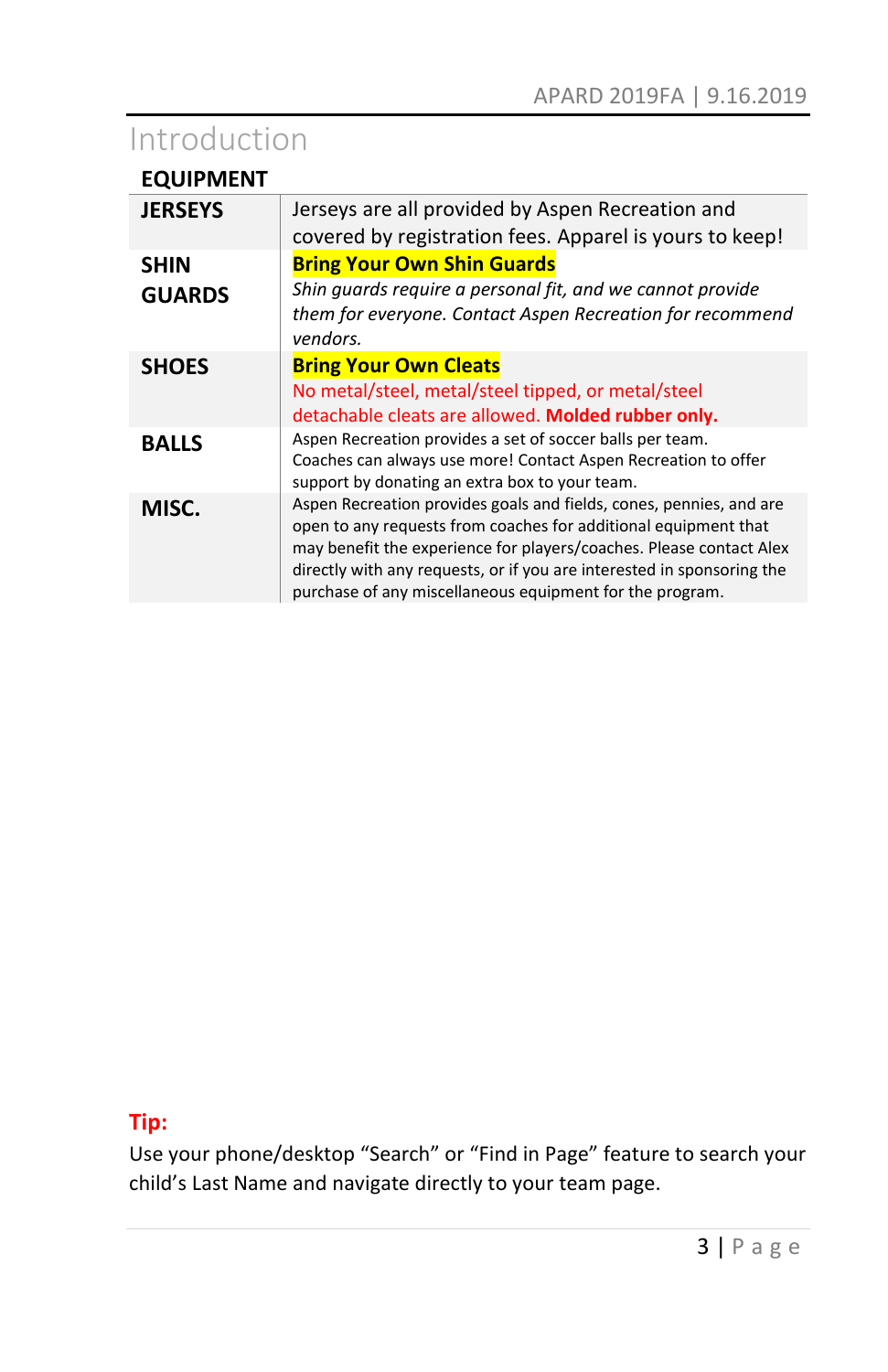# Introduction

## EQUIPMENT

| | |
|---|---|
| **JERSEYS** | Jerseys are all provided by Aspen Recreation and covered by registration fees. Apparel is yours to keep! |
| **SHIN GUARDS** | **Bring Your Own Shin Guards** *Shin guards require a personal fit, and we cannot provide them for everyone. Contact Aspen Recreation for recommend vendors.* |
| **SHOES** | **Bring Your Own Cleats** No metal/steel, metal/steel tipped, or metal/steel detachable cleats are allowed. **Molded rubber only.** |
| **BALLS** | Aspen Recreation provides a set of soccer balls per team. Coaches can always use more! Contact Aspen Recreation to offer support by donating an extra box to your team. |
| **MISC.** | Aspen Recreation provides goals and fields, cones, pennies, and are open to any requests from coaches for additional equipment that may benefit the experience for players/coaches. Please contact Alex directly with any requests, or if you are interested in sponsoring the purchase of any miscellaneous equipment for the program. |

**Tip:**

Use your phone/desktop "Search" or "Find in Page" feature to search your child's Last Name and navigate directly to your team page.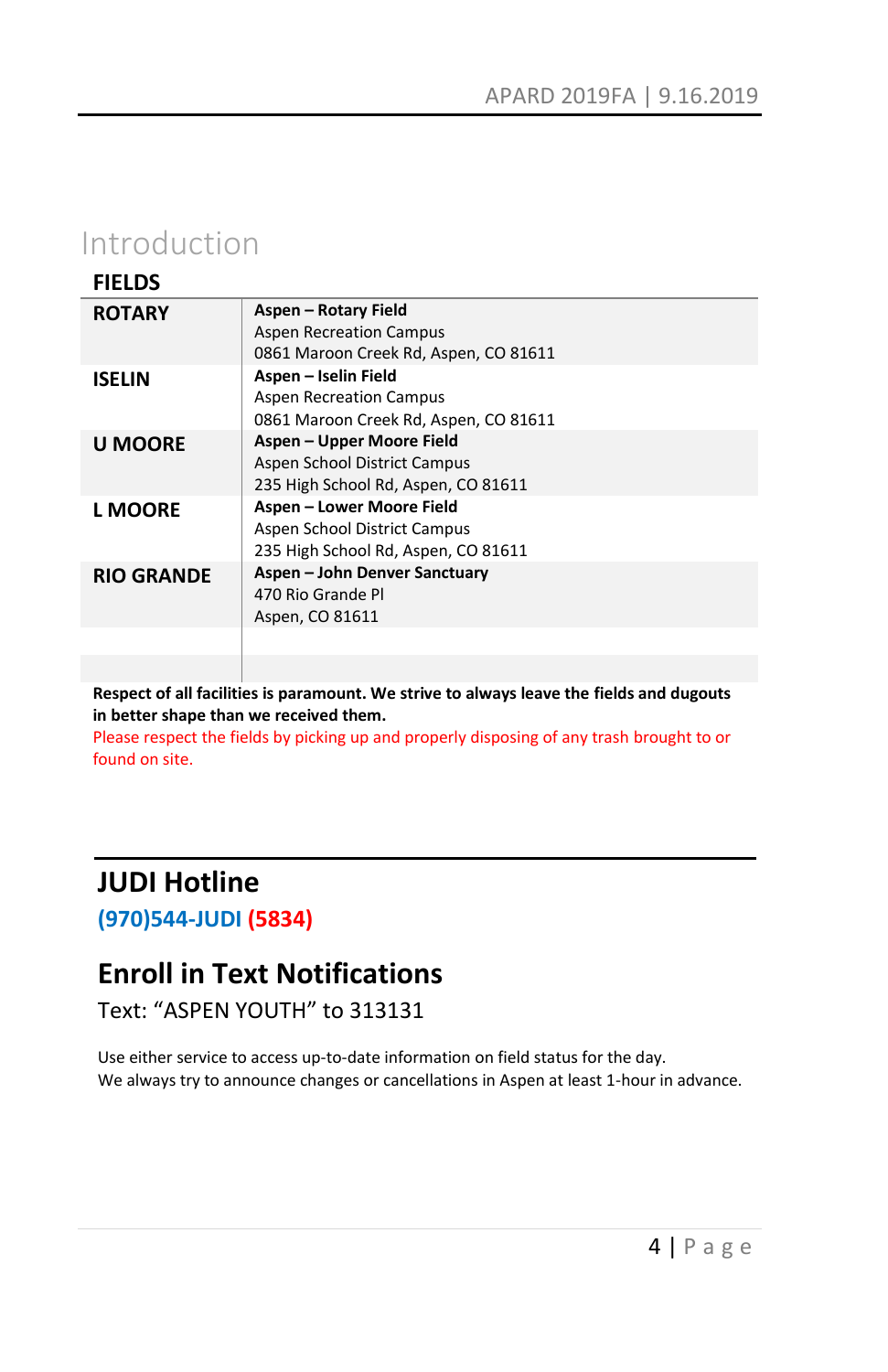# Introduction

## FIELDS

| | |
|---|---|
| **ROTARY** | **Aspen – Rotary Field**<br>Aspen Recreation Campus<br>0861 Maroon Creek Rd, Aspen, CO 81611 |
| **ISELIN** | **Aspen – Iselin Field**<br>Aspen Recreation Campus<br>0861 Maroon Creek Rd, Aspen, CO 81611 |
| **U MOORE** | **Aspen – Upper Moore Field**<br>Aspen School District Campus<br>235 High School Rd, Aspen, CO 81611 |
| **L MOORE** | **Aspen – Lower Moore Field**<br>Aspen School District Campus<br>235 High School Rd, Aspen, CO 81611 |
| **RIO GRANDE** | **Aspen – John Denver Sanctuary**<br>470 Rio Grande Pl<br>Aspen, CO 81611 |
| | |

**Respect of all facilities is paramount. We strive to always leave the fields and dugouts in better shape than we received them.**

Please respect the fields by picking up and properly disposing of any trash brought to or found on site.

## JUDI Hotline

**(970)544-JUDI (5834)**

## Enroll in Text Notifications

Text: "ASPEN YOUTH" to 313131

Use either service to access up-to-date information on field status for the day.
We always try to announce changes or cancellations in Aspen at least 1-hour in advance.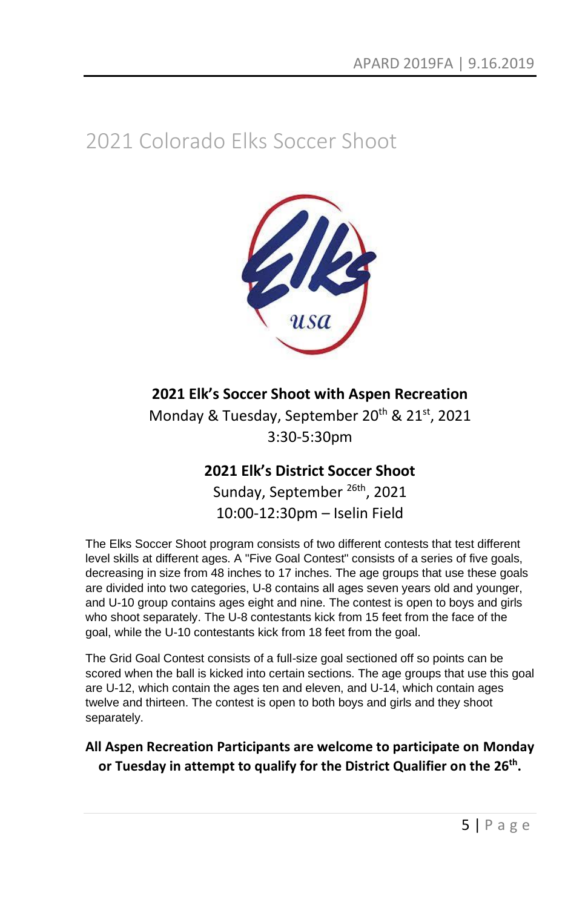# 2021 Colorado Elks Soccer Shoot

**2021 Elk's Soccer Shoot with Aspen Recreation**

Monday & Tuesday, September 20th & 21st, 2021

3:30-5:30pm

**2021 Elk's District Soccer Shoot**

Sunday, September 26th, 2021

10:00-12:30pm – Iselin Field

The Elks Soccer Shoot program consists of two different contests that test different level skills at different ages. A "Five Goal Contest" consists of a series of five goals, decreasing in size from 48 inches to 17 inches. The age groups that use these goals are divided into two categories, U-8 contains all ages seven years old and younger, and U-10 group contains ages eight and nine. The contest is open to boys and girls who shoot separately. The U-8 contestants kick from 15 feet from the face of the goal, while the U-10 contestants kick from 18 feet from the goal.

The Grid Goal Contest consists of a full-size goal sectioned off so points can be scored when the ball is kicked into certain sections. The age groups that use this goal are U-12, which contain the ages ten and eleven, and U-14, which contain ages twelve and thirteen. The contest is open to both boys and girls and they shoot separately.

**All Aspen Recreation Participants are welcome to participate on Monday or Tuesday in attempt to qualify for the District Qualifier on the 26th.**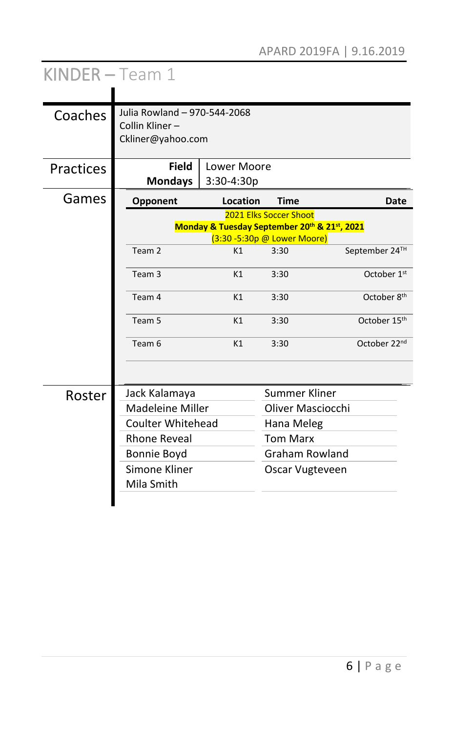# KINDER – Team 1

## Coaches

Julia Rowland – 970-544-2068
Collin Kliner – Ckliner@yahoo.com

## Practices

| Field | Lower Moore |
|---|---|
| **Mondays** | 3:30-4:30p |

## Games

| Opponent | Location | Time | Date |
|---|---|---|---|
| 2021 Elks Soccer Shoot **Monday & Tuesday September 20th & 21st, 2021** (3:30 -5:30p @ Lower Moore) | | | |
| Team 2 | K1 | 3:30 | September 24TH |
| Team 3 | K1 | 3:30 | October 1st |
| Team 4 | K1 | 3:30 | October 8th |
| Team 5 | K1 | 3:30 | October 15th |
| Team 6 | K1 | 3:30 | October 22nd |

## Roster

| | |
|---|---|
| Jack Kalamaya | Summer Kliner |
| Madeleine Miller | Oliver Masciocchi |
| Coulter Whitehead | Hana Meleg |
| Rhone Reveal | Tom Marx |
| Bonnie Boyd | Graham Rowland |
| Simone Kliner | Oscar Vugteveen |
| Mila Smith | |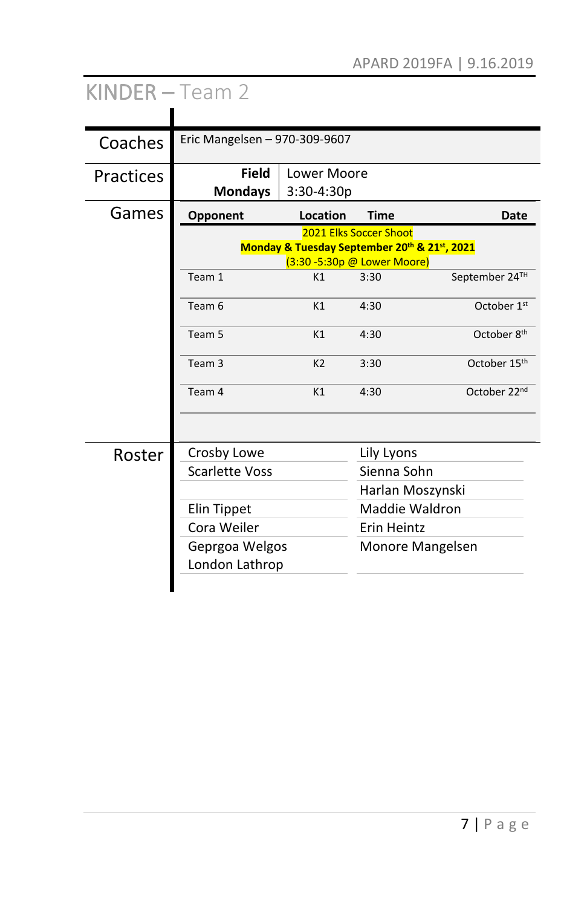# KINDER – Team 2

**Coaches**

Eric Mangelsen – 970-309-9607

**Practices**

| Field | Lower Moore |
|---|---|
| Mondays | 3:30-4:30p |

**Games**

| Opponent | Location | Time | Date |
|---|---|---|---|
| 2021 Elks Soccer Shoot **Monday & Tuesday September 20th & 21st, 2021** (3:30 -5:30p @ Lower Moore) | | | |
| Team 1 | K1 | 3:30 | September 24TH |
| Team 6 | K1 | 4:30 | October 1st |
| Team 5 | K1 | 4:30 | October 8th |
| Team 3 | K2 | 3:30 | October 15th |
| Team 4 | K1 | 4:30 | October 22nd |

**Roster**

| | |
|---|---|
| Crosby Lowe | Lily Lyons |
| Scarlette Voss | Sienna Sohn |
| | Harlan Moszynski |
| Elin Tippet | Maddie Waldron |
| Cora Weiler | Erin Heintz |
| Geprgoa Welgos | Monore Mangelsen |
| London Lathrop | |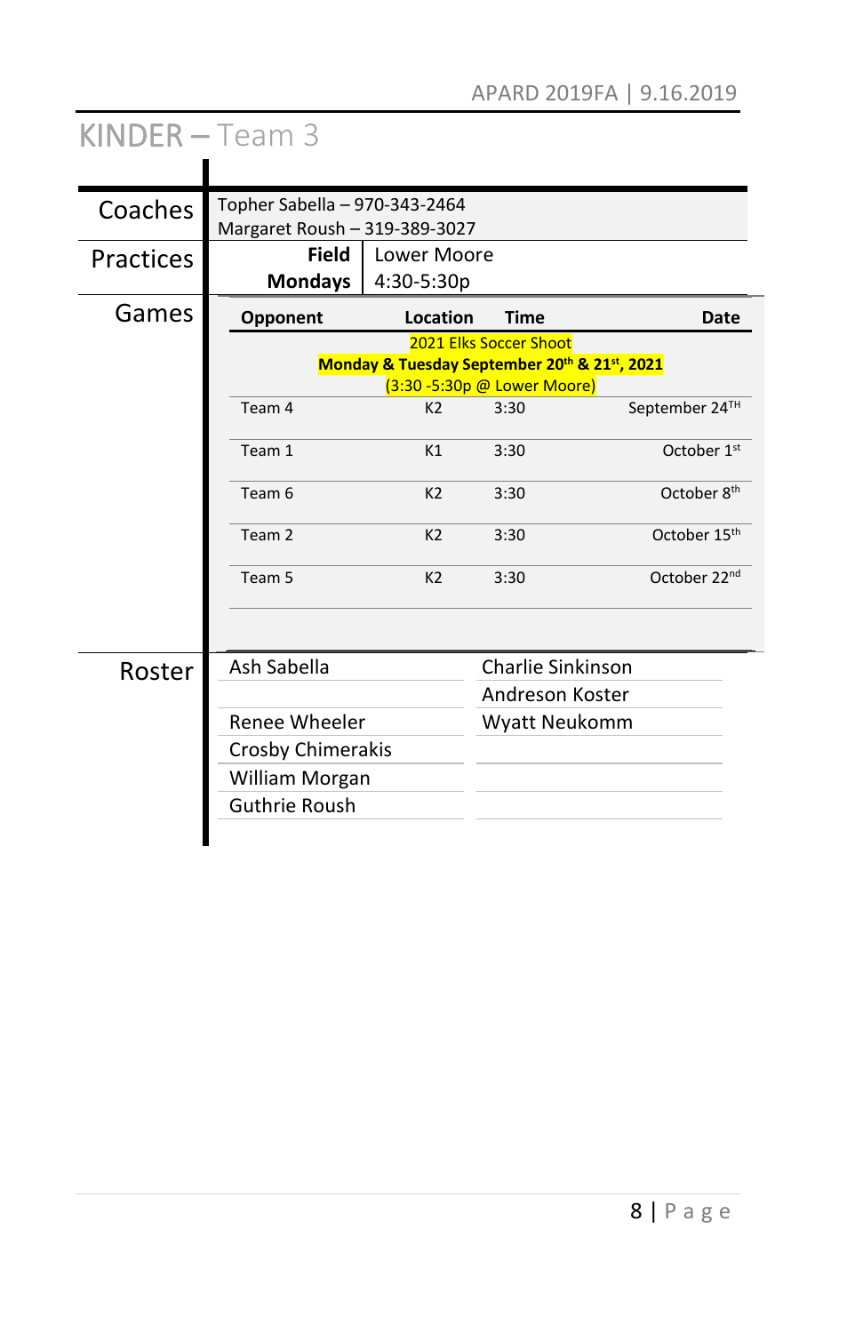# KINDER – Team 3

## Coaches

Topher Sabella – 970-343-2464
Margaret Roush – 319-389-3027

## Practices

| Field | Lower Moore |
|---|---|
| **Mondays** | 4:30-5:30p |

## Games

| Opponent | Location | Time | Date |
|---|---|---|---|
| **2021 Elks Soccer Shoot** **Monday & Tuesday September 20th & 21st, 2021** (3:30 -5:30p @ Lower Moore) | | | |
| Team 4 | K2 | 3:30 | September 24TH |
| Team 1 | K1 | 3:30 | October 1st |
| Team 6 | K2 | 3:30 | October 8th |
| Team 2 | K2 | 3:30 | October 15th |
| Team 5 | K2 | 3:30 | October 22nd |

## Roster

| | |
|---|---|
| Ash Sabella | Charlie Sinkinson |
| | Andreson Koster |
| Renee Wheeler | Wyatt Neukomm |
| Crosby Chimerakis | |
| William Morgan | |
| Guthrie Roush | |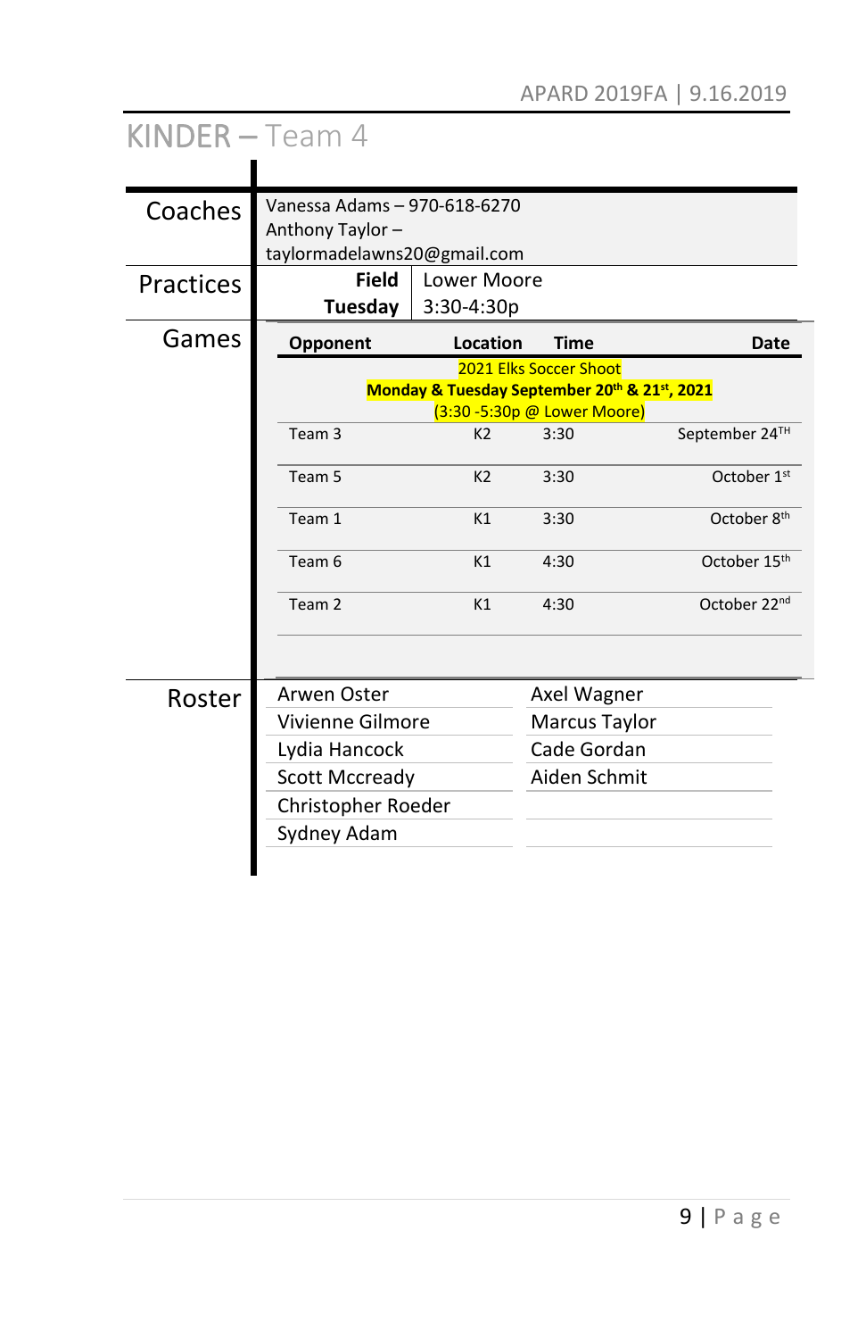# KINDER – Team 4

## Coaches

Vanessa Adams – 970-618-6270
Anthony Taylor – taylormadelawns20@gmail.com

## Practices

| Field | Lower Moore |
| --- | --- |
| Tuesday | 3:30-4:30p |

## Games

| Opponent | Location | Time | Date |
| --- | --- | --- | --- |
| 2021 Elks Soccer Shoot **Monday & Tuesday September 20th & 21st, 2021** (3:30 -5:30p @ Lower Moore) | | | |
| Team 3 | K2 | 3:30 | September 24TH |
| Team 5 | K2 | 3:30 | October 1st |
| Team 1 | K1 | 3:30 | October 8th |
| Team 6 | K1 | 4:30 | October 15th |
| Team 2 | K1 | 4:30 | October 22nd |

## Roster

| | |
| --- | --- |
| Arwen Oster | Axel Wagner |
| Vivienne Gilmore | Marcus Taylor |
| Lydia Hancock | Cade Gordan |
| Scott Mccready | Aiden Schmit |
| Christopher Roeder | |
| Sydney Adam | |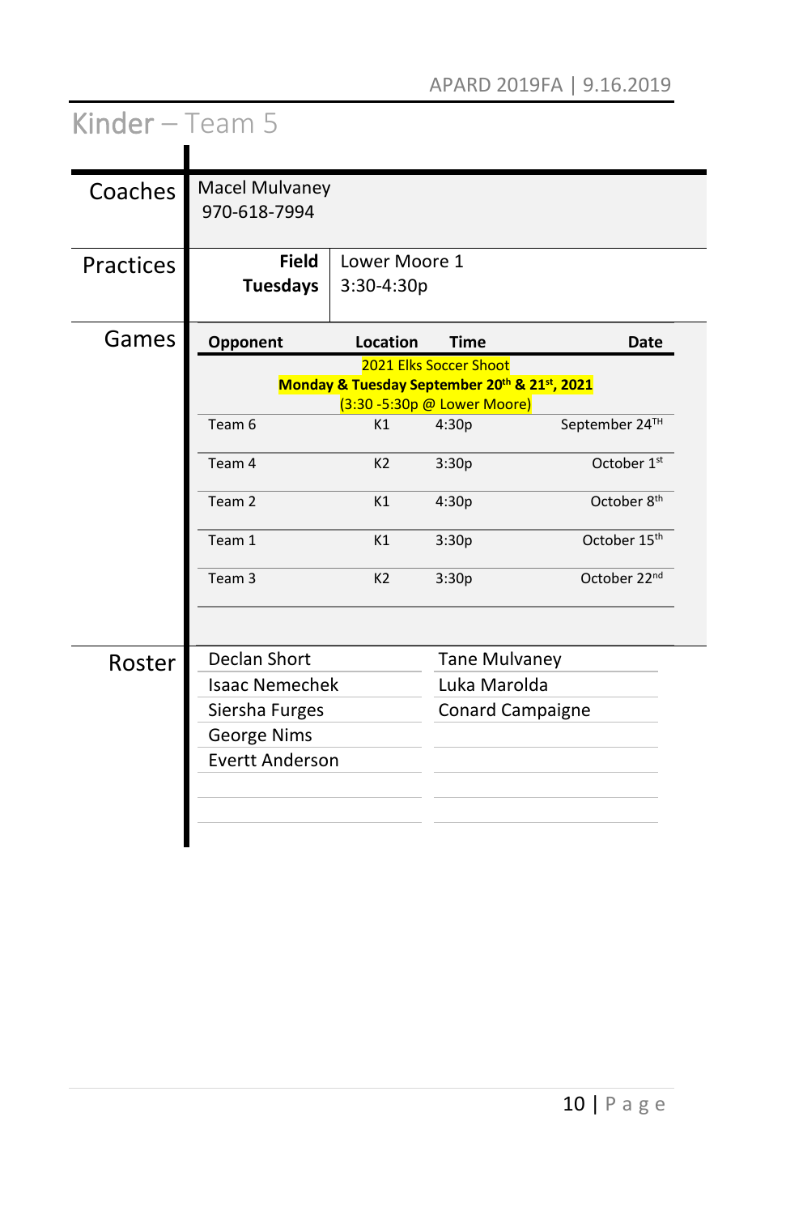# Kinder – Team 5

## Coaches

Macel Mulvaney
970-618-7994

## Practices

| Field | Lower Moore 1 |
|---|---|
| Tuesdays | 3:30-4:30p |

## Games

| Opponent | Location | Time | Date |
|---|---|---|---|
| **2021 Elks Soccer Shoot** **Monday & Tuesday September 20th & 21st, 2021** (3:30 -5:30p @ Lower Moore) | | | |
| Team 6 | K1 | 4:30p | September 24TH |
| Team 4 | K2 | 3:30p | October 1st |
| Team 2 | K1 | 4:30p | October 8th |
| Team 1 | K1 | 3:30p | October 15th |
| Team 3 | K2 | 3:30p | October 22nd |

## Roster

| | |
|---|---|
| Declan Short | Tane Mulvaney |
| Isaac Nemechek | Luka Marolda |
| Siersha Furges | Conard Campaigne |
| George Nims | |
| Evertt Anderson | |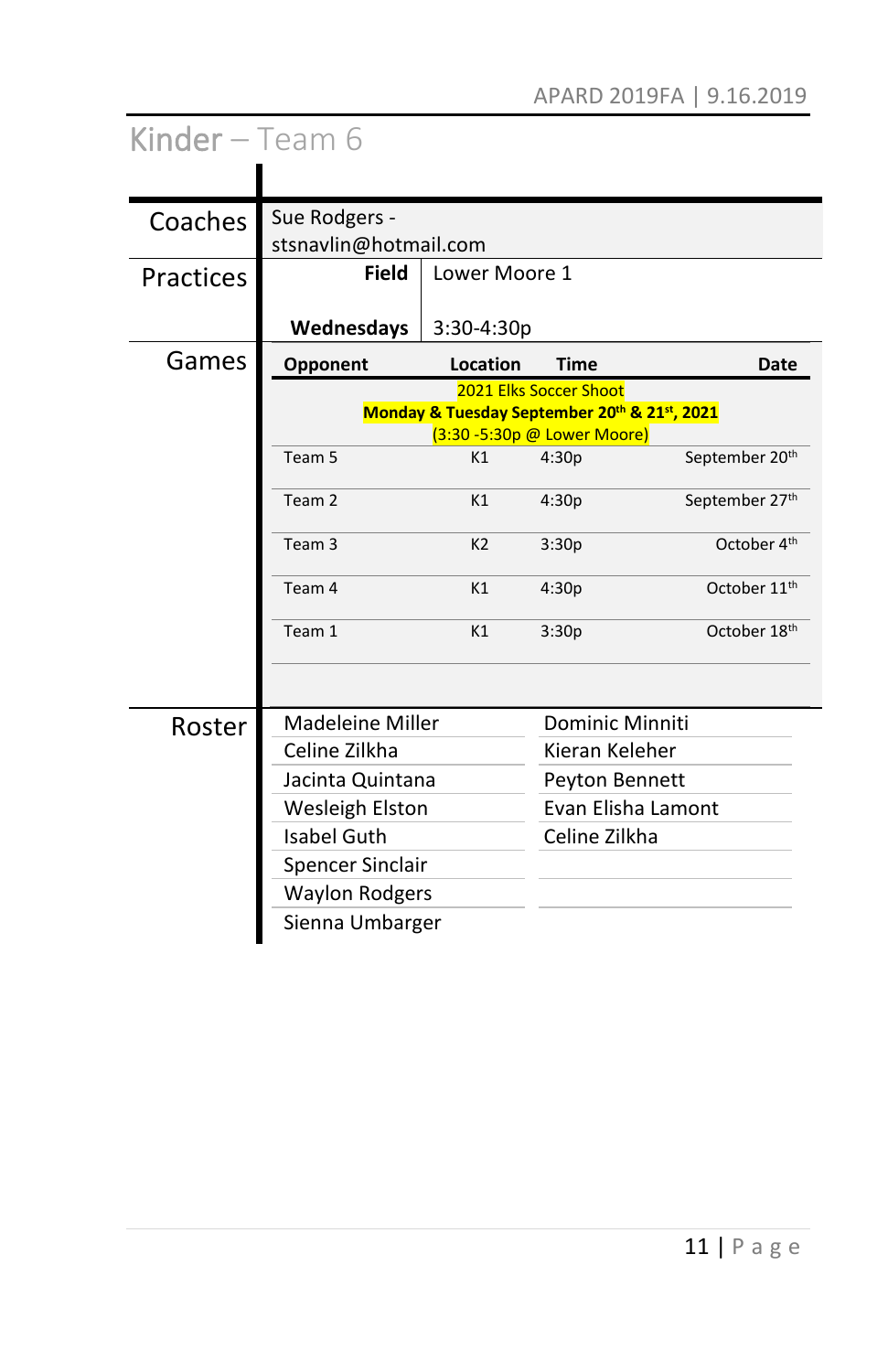# Kinder – Team 6

**Coaches**

Sue Rodgers - stsnavlin@hotmail.com

**Practices**

| Field | Lower Moore 1 |
|---|---|
| **Wednesdays** | 3:30-4:30p |

**Games**

2021 Elks Soccer Shoot
**Monday & Tuesday September 20th & 21st, 2021**
(3:30 -5:30p @ Lower Moore)

| Opponent | Location | Time | Date |
|---|---|---|---|
| Team 5 | K1 | 4:30p | September 20th |
| Team 2 | K1 | 4:30p | September 27th |
| Team 3 | K2 | 3:30p | October 4th |
| Team 4 | K1 | 4:30p | October 11th |
| Team 1 | K1 | 3:30p | October 18th |

**Roster**

| | |
|---|---|
| Madeleine Miller | Dominic Minniti |
| Celine Zilkha | Kieran Keleher |
| Jacinta Quintana | Peyton Bennett |
| Wesleigh Elston | Evan Elisha Lamont |
| Isabel Guth | Celine Zilkha |
| Spencer Sinclair | |
| Waylon Rodgers | |
| Sienna Umbarger | |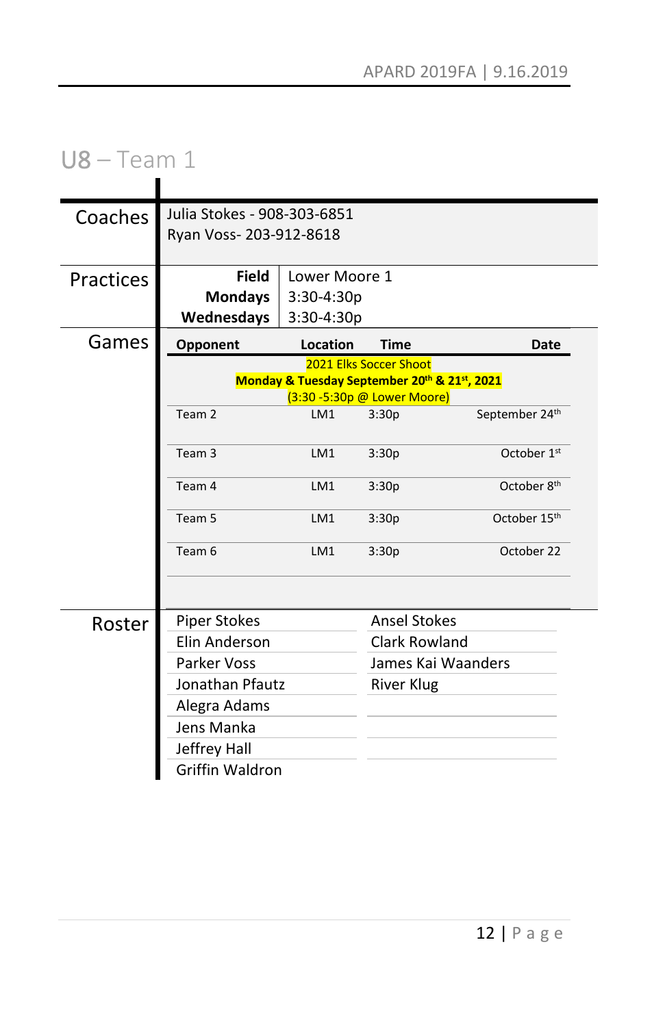# U8 – Team 1

**Coaches**

Julia Stokes - 908-303-6851
Ryan Voss- 203-912-8618

**Practices**

| | |
|---|---|
| **Field** | Lower Moore 1 |
| **Mondays** | 3:30-4:30p |
| **Wednesdays** | 3:30-4:30p |

**Games**

2021 Elks Soccer Shoot
**Monday & Tuesday September 20th & 21st, 2021**
(3:30 -5:30p @ Lower Moore)

| Opponent | Location | Time | Date |
|---|---|---|---|
| Team 2 | LM1 | 3:30p | September 24th |
| Team 3 | LM1 | 3:30p | October 1st |
| Team 4 | LM1 | 3:30p | October 8th |
| Team 5 | LM1 | 3:30p | October 15th |
| Team 6 | LM1 | 3:30p | October 22 |

**Roster**

| | |
|---|---|
| Piper Stokes | Ansel Stokes |
| Elin Anderson | Clark Rowland |
| Parker Voss | James Kai Waanders |
| Jonathan Pfautz | River Klug |
| Alegra Adams | |
| Jens Manka | |
| Jeffrey Hall | |
| Griffin Waldron | |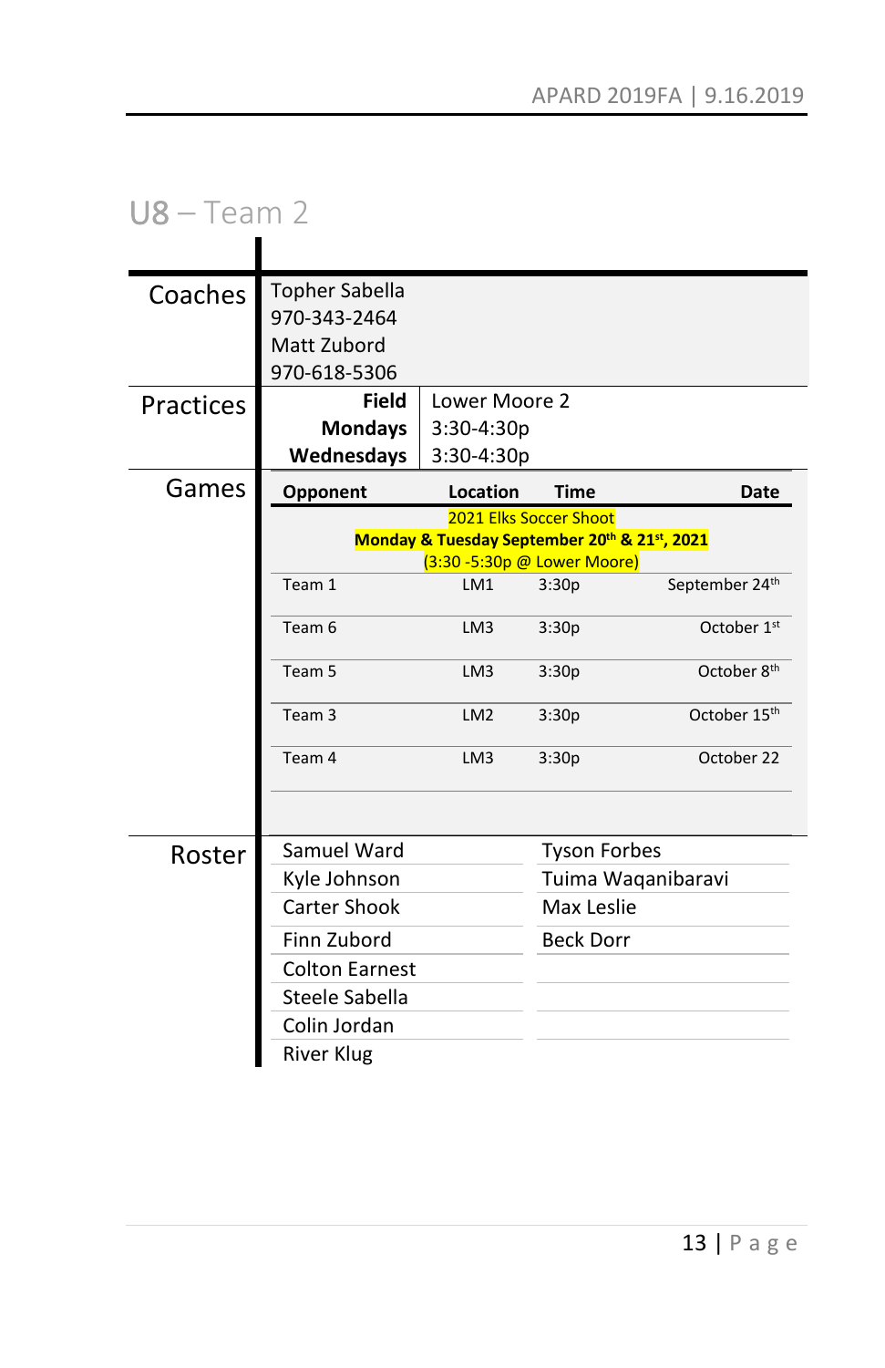# U8 – Team 2

## Coaches

Topher Sabella
970-343-2464
Matt Zubord
970-618-5306

## Practices

| Field | Lower Moore 2 |
|---|---|
| **Mondays** | 3:30-4:30p |
| **Wednesdays** | 3:30-4:30p |

## Games

| Opponent | Location | Time | Date |
|---|---|---|---|
| 2021 Elks Soccer Shoot **Monday & Tuesday September 20th & 21st, 2021** (3:30 -5:30p @ Lower Moore) | | | |
| Team 1 | LM1 | 3:30p | September 24th |
| Team 6 | LM3 | 3:30p | October 1st |
| Team 5 | LM3 | 3:30p | October 8th |
| Team 3 | LM2 | 3:30p | October 15th |
| Team 4 | LM3 | 3:30p | October 22 |

## Roster

| | |
|---|---|
| Samuel Ward | Tyson Forbes |
| Kyle Johnson | Tuima Waqanibaravi |
| Carter Shook | Max Leslie |
| Finn Zubord | Beck Dorr |
| Colton Earnest | |
| Steele Sabella | |
| Colin Jordan | |
| River Klug | |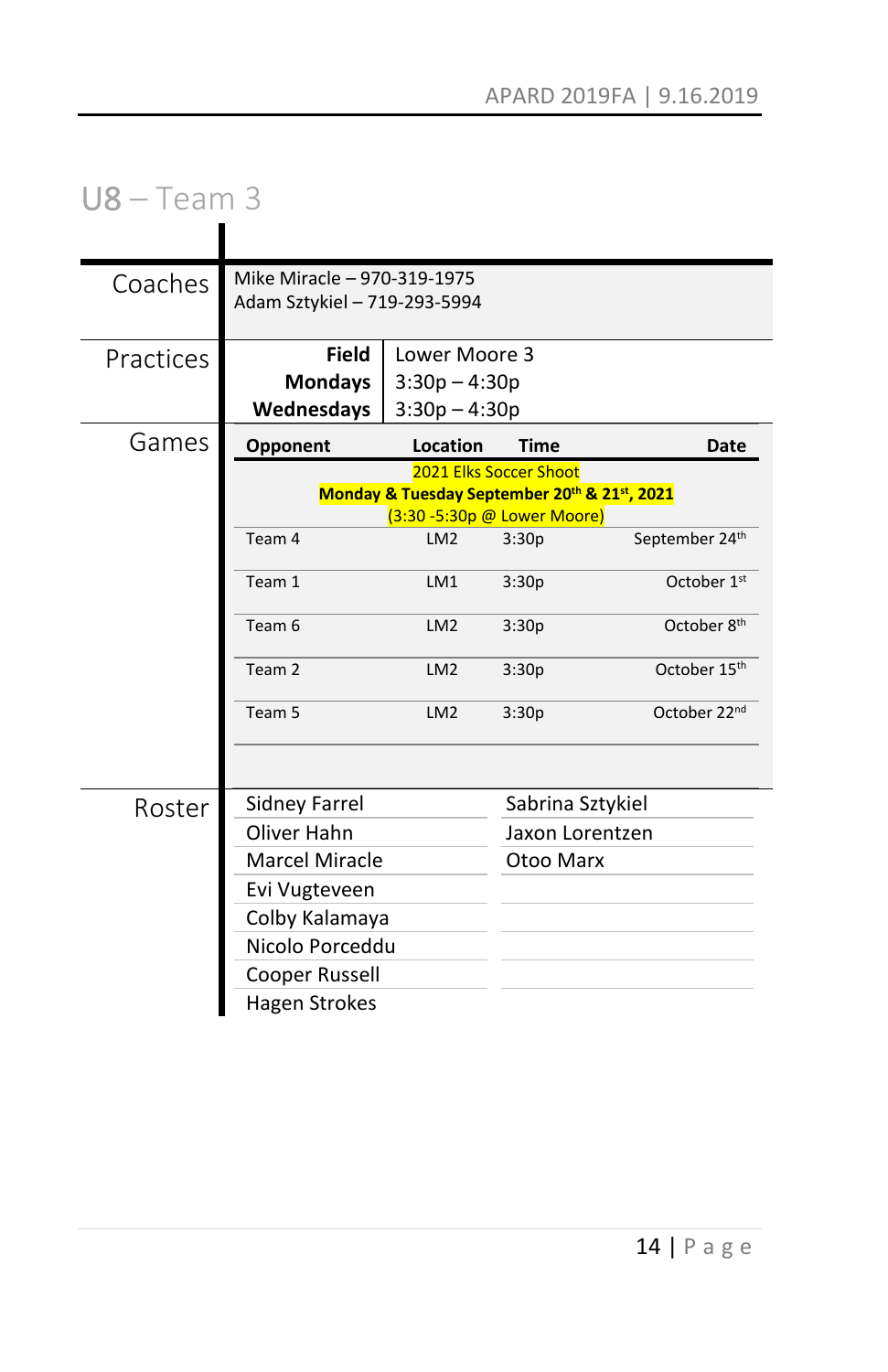## U8 – Team 3

**Coaches**

Mike Miracle – 970-319-1975
Adam Sztykiel – 719-293-5994

**Practices**

| **Field** | Lower Moore 3 |
|---|---|
| **Mondays** | 3:30p – 4:30p |
| **Wednesdays** | 3:30p – 4:30p |

**Games**

| Opponent | Location | Time | Date |
|---|---|---|---|
| 2021 Elks Soccer Shoot – **Monday & Tuesday September 20th & 21st, 2021** (3:30 -5:30p @ Lower Moore) | | | |
| Team 4 | LM2 | 3:30p | September 24th |
| Team 1 | LM1 | 3:30p | October 1st |
| Team 6 | LM2 | 3:30p | October 8th |
| Team 2 | LM2 | 3:30p | October 15th |
| Team 5 | LM2 | 3:30p | October 22nd |

**Roster**

| | |
|---|---|
| Sidney Farrel | Sabrina Sztykiel |
| Oliver Hahn | Jaxon Lorentzen |
| Marcel Miracle | Otoo Marx |
| Evi Vugteveen | |
| Colby Kalamaya | |
| Nicolo Porceddu | |
| Cooper Russell | |
| Hagen Strokes | |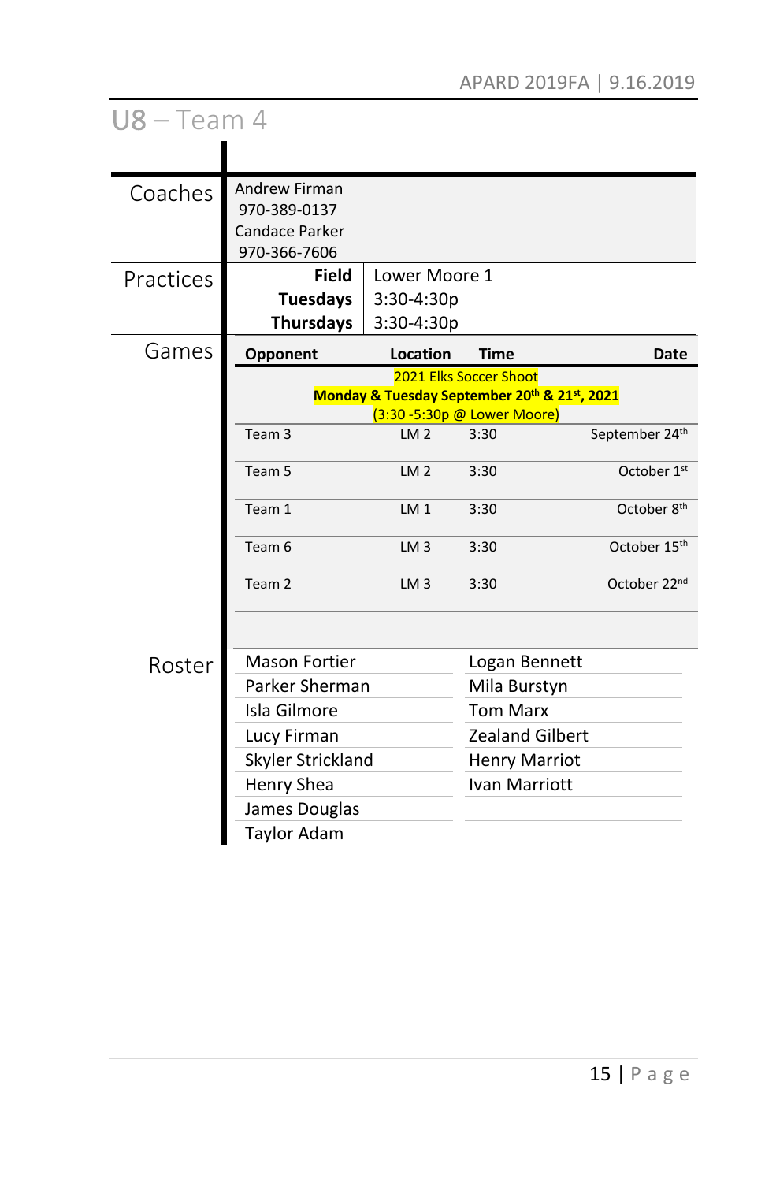## U8 – Team 4

### Coaches

Andrew Firman
970-389-0137
Candace Parker
970-366-7606

### Practices

| Field | Lower Moore 1 |
|---|---|
| Tuesdays | 3:30-4:30p |
| Thursdays | 3:30-4:30p |

### Games

| Opponent | Location | Time | Date |
|---|---|---|---|
| 2021 Elks Soccer Shoot **Monday & Tuesday September 20th & 21st, 2021** (3:30 -5:30p @ Lower Moore) | | | |
| Team 3 | LM 2 | 3:30 | September 24th |
| Team 5 | LM 2 | 3:30 | October 1st |
| Team 1 | LM 1 | 3:30 | October 8th |
| Team 6 | LM 3 | 3:30 | October 15th |
| Team 2 | LM 3 | 3:30 | October 22nd |

### Roster

| | |
|---|---|
| Mason Fortier | Logan Bennett |
| Parker Sherman | Mila Burstyn |
| Isla Gilmore | Tom Marx |
| Lucy Firman | Zealand Gilbert |
| Skyler Strickland | Henry Marriot |
| Henry Shea | Ivan Marriott |
| James Douglas | |
| Taylor Adam | |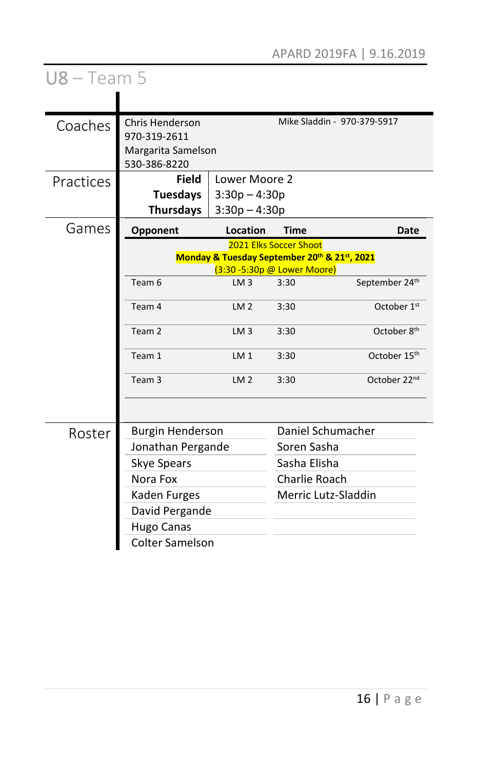# U8 – Team 5

## Coaches

Chris Henderson
970-319-2611
Margarita Samelson
530-386-8220

Mike Sladdin - 970-379-5917

## Practices

| | |
|---|---|
| **Field** | Lower Moore 2 |
| **Tuesdays** | 3:30p – 4:30p |
| **Thursdays** | 3:30p – 4:30p |

## Games

**2021 Elks Soccer Shoot**
**Monday & Tuesday September 20th & 21st, 2021**
(3:30 -5:30p @ Lower Moore)

| Opponent | Location | Time | Date |
|---|---|---|---|
| Team 6 | LM 3 | 3:30 | September 24th |
| Team 4 | LM 2 | 3:30 | October 1st |
| Team 2 | LM 3 | 3:30 | October 8th |
| Team 1 | LM 1 | 3:30 | October 15th |
| Team 3 | LM 2 | 3:30 | October 22nd |

## Roster

- Burgin Henderson
- Jonathan Pergande
- Skye Spears
- Nora Fox
- Kaden Furges
- David Pergande
- Hugo Canas
- Colter Samelson
- Daniel Schumacher
- Soren Sasha
- Sasha Elisha
- Charlie Roach
- Merric Lutz-Sladdin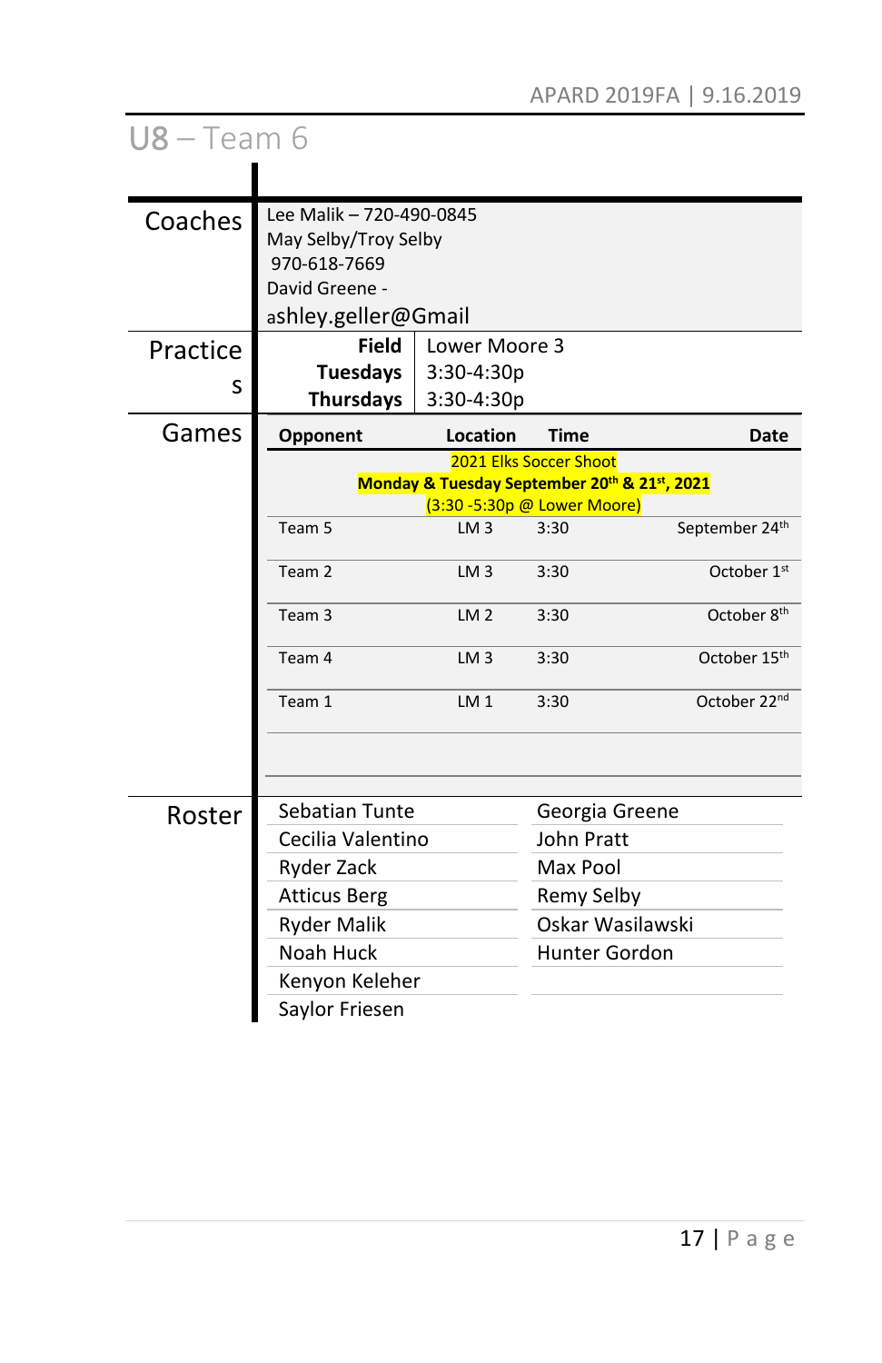# U8 – Team 6

## Coaches

Lee Malik – 720-490-0845
May Selby/Troy Selby
970-618-7669
David Greene -
ashley.geller@Gmail

## Practices

| | |
|---|---|
| **Field** | Lower Moore 3 |
| **Tuesdays** | 3:30-4:30p |
| **Thursdays** | 3:30-4:30p |

## Games

**2021 Elks Soccer Shoot**
**Monday & Tuesday September 20th & 21st, 2021**
(3:30 -5:30p @ Lower Moore)

| Opponent | Location | Time | Date |
|---|---|---|---|
| Team 5 | LM 3 | 3:30 | September 24th |
| Team 2 | LM 3 | 3:30 | October 1st |
| Team 3 | LM 2 | 3:30 | October 8th |
| Team 4 | LM 3 | 3:30 | October 15th |
| Team 1 | LM 1 | 3:30 | October 22nd |

## Roster

| | |
|---|---|
| Sebatian Tunte | Georgia Greene |
| Cecilia Valentino | John Pratt |
| Ryder Zack | Max Pool |
| Atticus Berg | Remy Selby |
| Ryder Malik | Oskar Wasilawski |
| Noah Huck | Hunter Gordon |
| Kenyon Keleher | |
| Saylor Friesen | |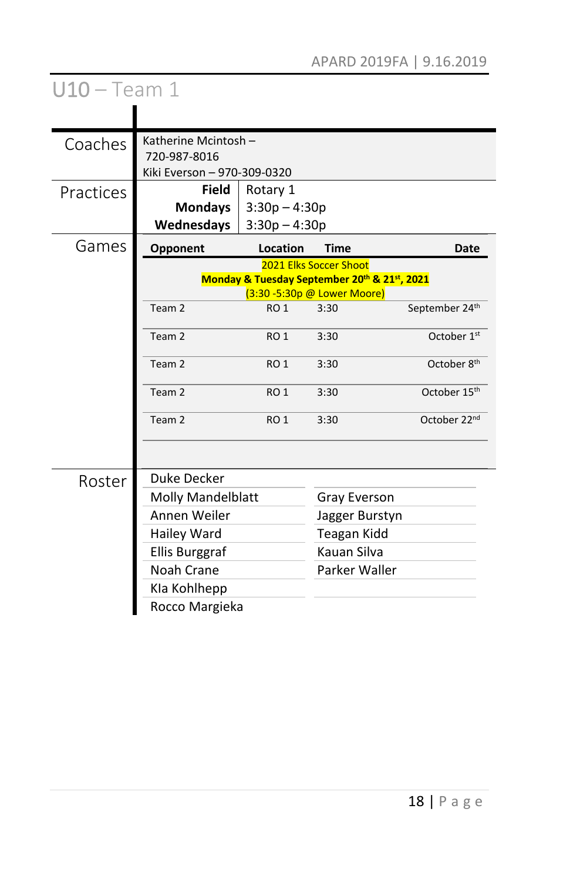# U10 – Team 1

## Coaches

Katherine Mcintosh – 720-987-8016

Kiki Everson – 970-309-0320

## Practices

| Field | Rotary 1 |
|---|---|
| **Mondays** | 3:30p – 4:30p |
| **Wednesdays** | 3:30p – 4:30p |

## Games

| Opponent | Location | Time | Date |
|---|---|---|---|
| **2021 Elks Soccer Shoot — Monday & Tuesday September 20th & 21st, 2021 (3:30 -5:30p @ Lower Moore)** | | | |
| Team 2 | RO 1 | 3:30 | September 24th |
| Team 2 | RO 1 | 3:30 | October 1st |
| Team 2 | RO 1 | 3:30 | October 8th |
| Team 2 | RO 1 | 3:30 | October 15th |
| Team 2 | RO 1 | 3:30 | October 22nd |

## Roster

| | |
|---|---|
| Duke Decker | |
| Molly Mandelblatt | Gray Everson |
| Annen Weiler | Jagger Burstyn |
| Hailey Ward | Teagan Kidd |
| Ellis Burggraf | Kauan Silva |
| Noah Crane | Parker Waller |
| Kla Kohlhepp | |
| Rocco Margieka | |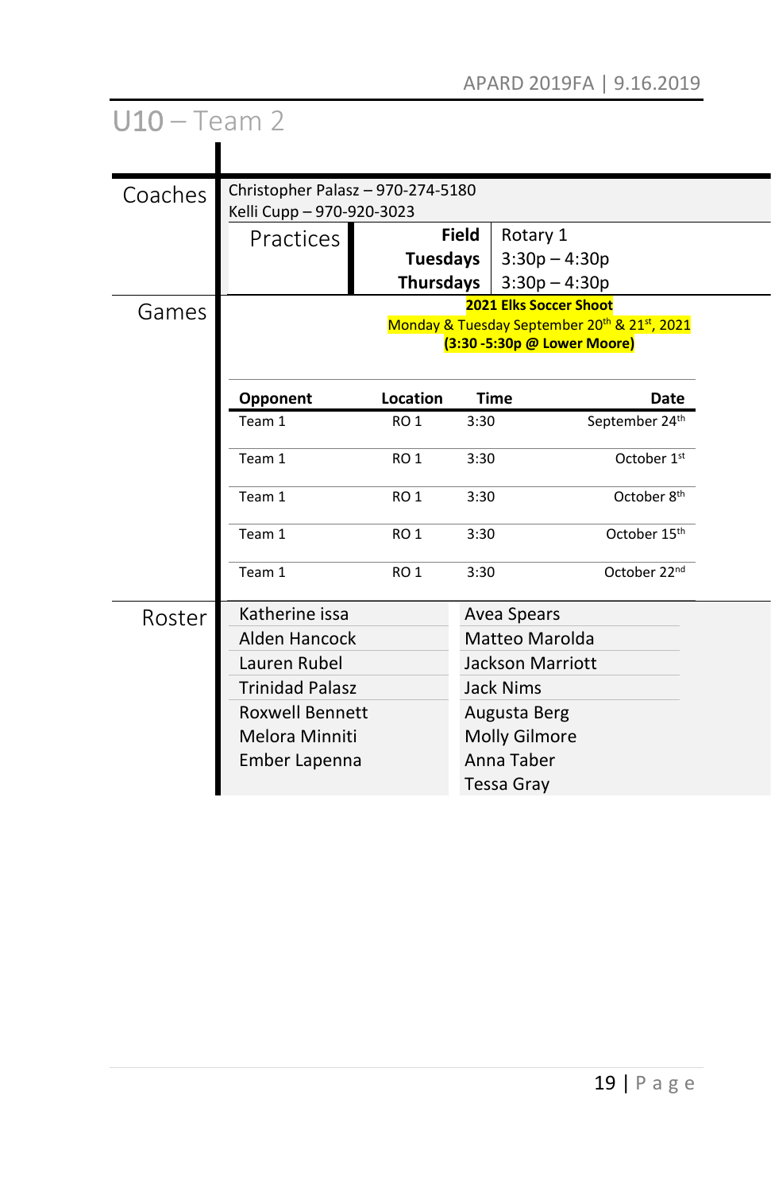# U10 – Team 2

## Coaches

Christopher Palasz – 970-274-5180
Kelli Cupp – 970-920-3023

### Practices

| Field | Rotary 1 |
|---|---|
| **Tuesdays** | 3:30p – 4:30p |
| **Thursdays** | 3:30p – 4:30p |

## Games

**2021 Elks Soccer Shoot**
Monday & Tuesday September 20th & 21st, 2021
**(3:30 -5:30p @ Lower Moore)**

| Opponent | Location | Time | Date |
|---|---|---|---|
| Team 1 | RO 1 | 3:30 | September 24th |
| Team 1 | RO 1 | 3:30 | October 1st |
| Team 1 | RO 1 | 3:30 | October 8th |
| Team 1 | RO 1 | 3:30 | October 15th |
| Team 1 | RO 1 | 3:30 | October 22nd |

## Roster

| | |
|---|---|
| Katherine issa | Avea Spears |
| Alden Hancock | Matteo Marolda |
| Lauren Rubel | Jackson Marriott |
| Trinidad Palasz | Jack Nims |
| Roxwell Bennett | Augusta Berg |
| Melora Minniti | Molly Gilmore |
| Ember Lapenna | Anna Taber |
| | Tessa Gray |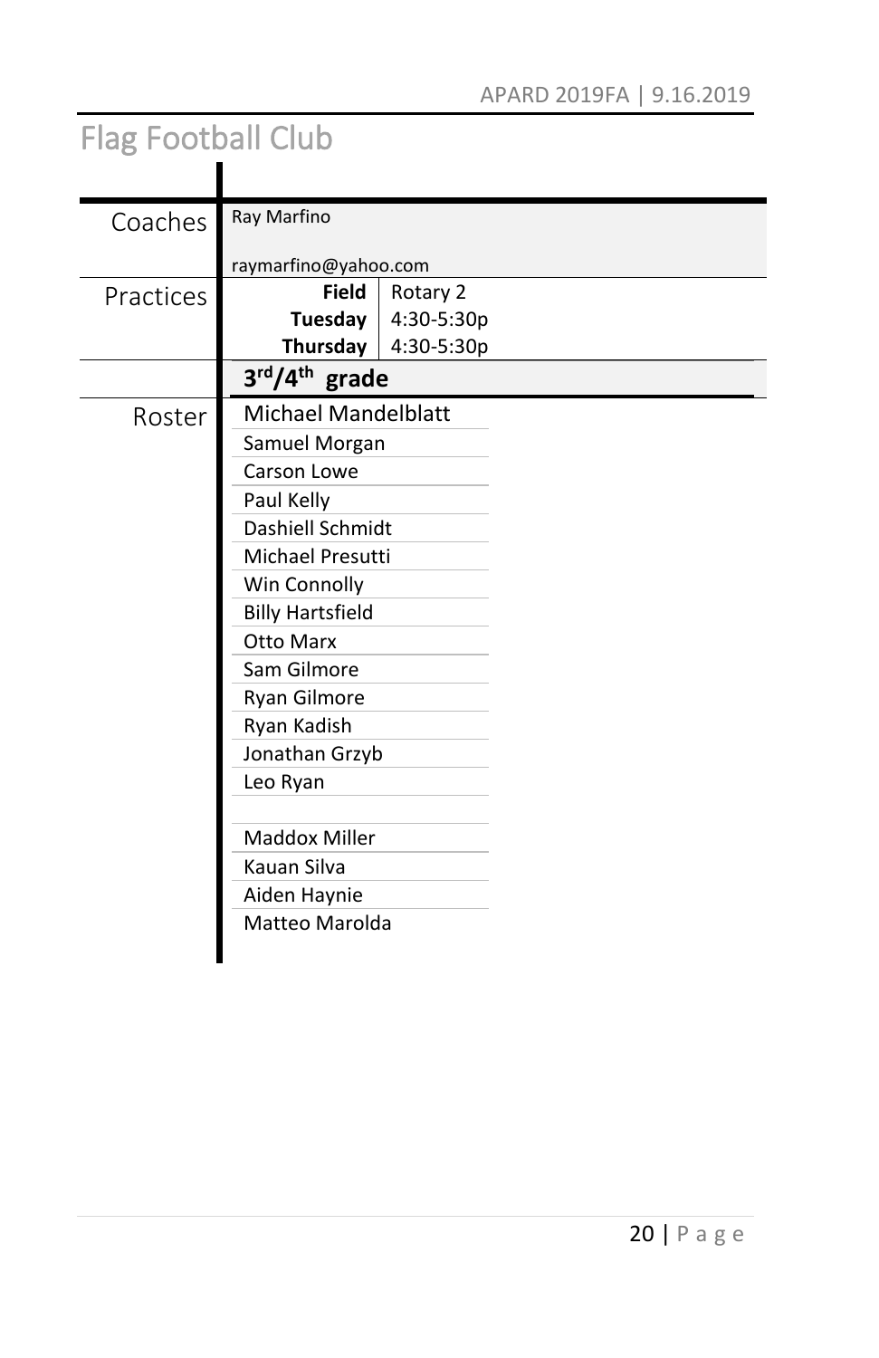# Flag Football Club

| | |
|---|---|
| Coaches | Ray Marfino<br><br>raymarfino@yahoo.com |
| Practices | **Field** Rotary 2<br>**Tuesday** 4:30-5:30p<br>**Thursday** 4:30-5:30p |

## 3rd/4th grade

**Roster**

- Michael Mandelblatt
- Samuel Morgan
- Carson Lowe
- Paul Kelly
- Dashiell Schmidt
- Michael Presutti
- Win Connolly
- Billy Hartsfield
- Otto Marx
- Sam Gilmore
- Ryan Gilmore
- Ryan Kadish
- Jonathan Grzyb
- Leo Ryan

- Maddox Miller
- Kauan Silva
- Aiden Haynie
- Matteo Marolda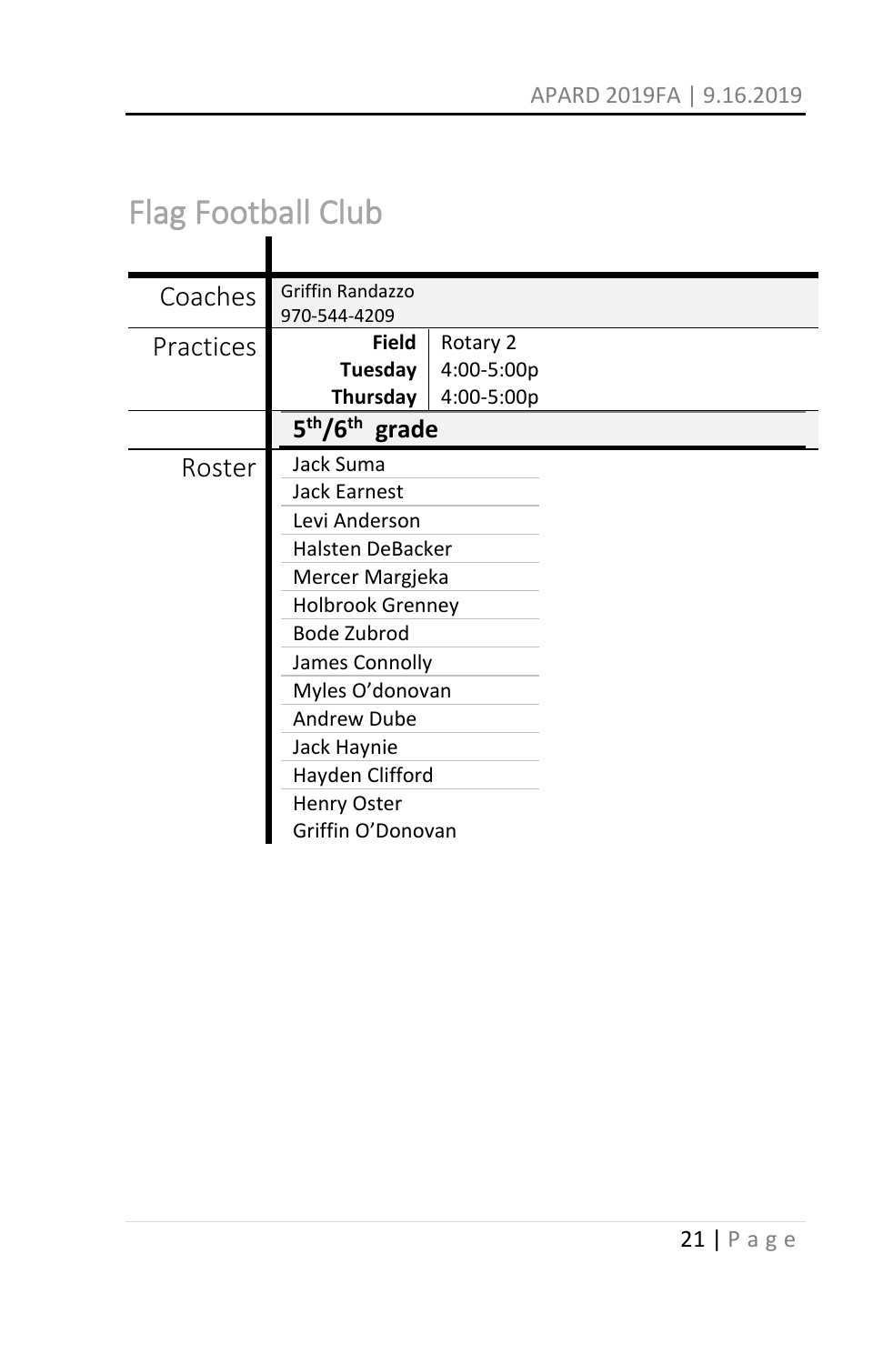# Flag Football Club

| | |
|---|---|
| Coaches | Griffin Randazzo<br>970-544-4209 |
| Practices | **Field** Rotary 2<br>**Tuesday** 4:00-5:00p<br>**Thursday** 4:00-5:00p |
| | **5th/6th grade** |
| Roster | Jack Suma<br>Jack Earnest<br>Levi Anderson<br>Halsten DeBacker<br>Mercer Margjeka<br>Holbrook Grenney<br>Bode Zubrod<br>James Connolly<br>Myles O'donovan<br>Andrew Dube<br>Jack Haynie<br>Hayden Clifford<br>Henry Oster<br>Griffin O'Donovan |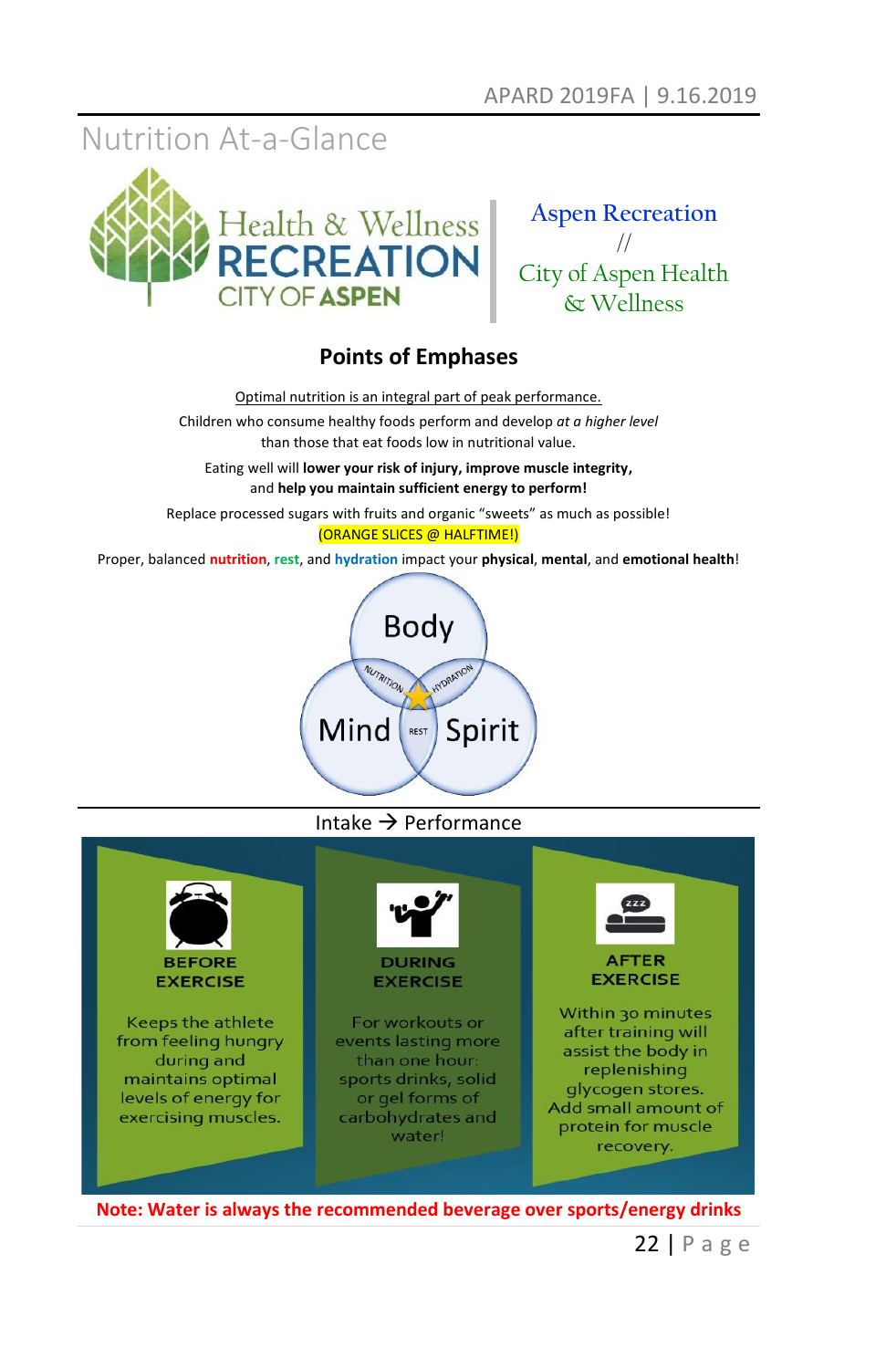# Nutrition At-a-Glance

Health & Wellness RECREATION CITY OF ASPEN

Aspen Recreation // City of Aspen Health & Wellness

## Points of Emphases

Optimal nutrition is an integral part of peak performance.

Children who consume healthy foods perform and develop *at a higher level* than those that eat foods low in nutritional value.

Eating well will **lower your risk of injury, improve muscle integrity,** and **help you maintain sufficient energy to perform!**

Replace processed sugars with fruits and organic "sweets" as much as possible!

(ORANGE SLICES @ HALFTIME!)

Proper, balanced **nutrition**, **rest**, and **hydration** impact your **physical**, **mental**, and **emotional health**!

Body — Mind — Spirit (Nutrition, Hydration, Rest)

Intake → Performance

**BEFORE EXERCISE**

Keeps the athlete from feeling hungry during and maintains optimal levels of energy for exercising muscles.

**DURING EXERCISE**

For workouts or events lasting more than one hour: sports drinks, solid or gel forms of carbohydrates and water!

**AFTER EXERCISE**

Within 30 minutes after training will assist the body in replenishing glycogen stores. Add small amount of protein for muscle recovery.

**Note: Water is always the recommended beverage over sports/energy drinks**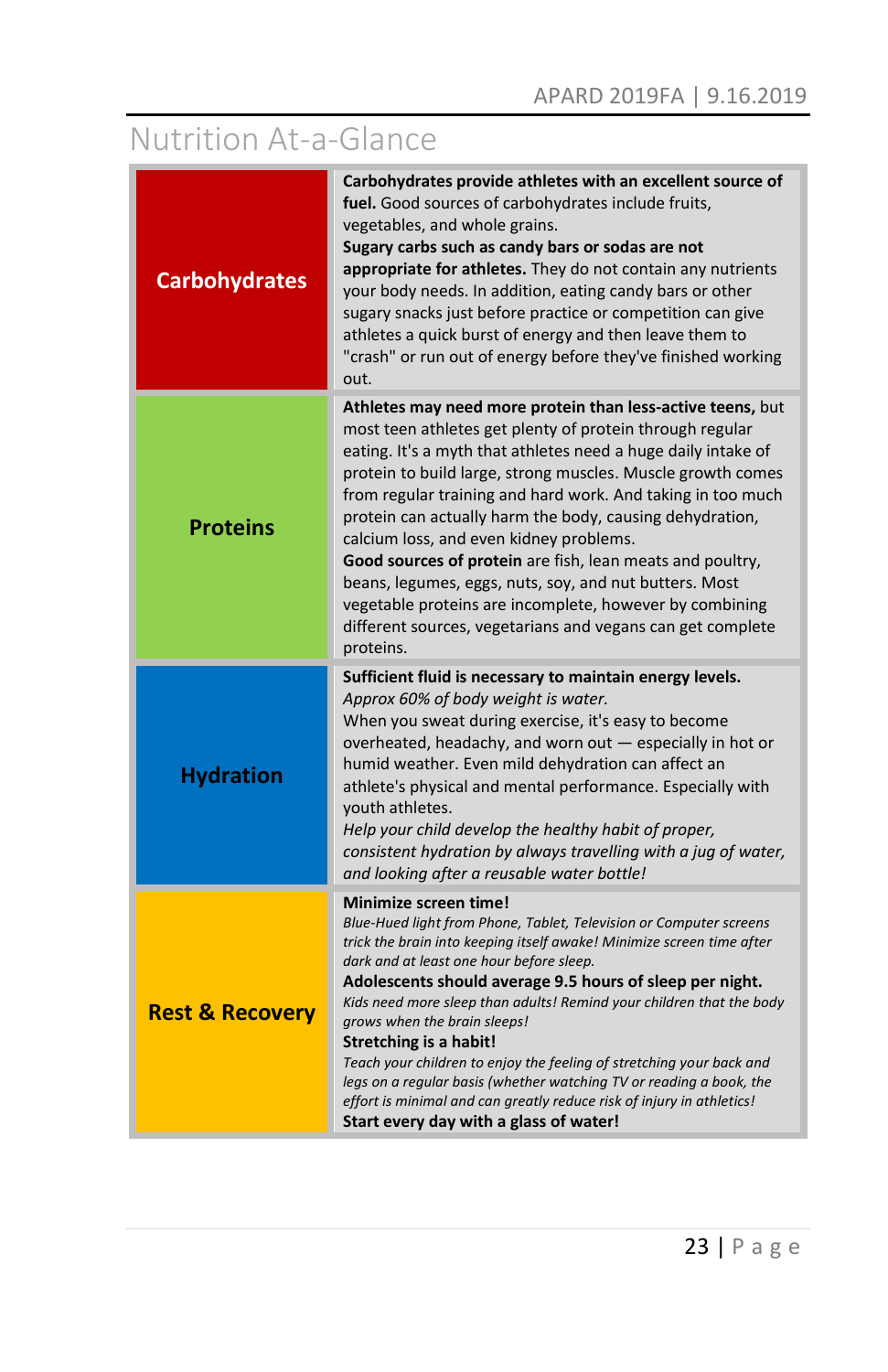# Nutrition At-a-Glance

| | |
|---|---|
| **Carbohydrates** | **Carbohydrates provide athletes with an excellent source of fuel.** Good sources of carbohydrates include fruits, vegetables, and whole grains. **Sugary carbs such as candy bars or sodas are not appropriate for athletes.** They do not contain any nutrients your body needs. In addition, eating candy bars or other sugary snacks just before practice or competition can give athletes a quick burst of energy and then leave them to "crash" or run out of energy before they've finished working out. |
| **Proteins** | **Athletes may need more protein than less-active teens,** but most teen athletes get plenty of protein through regular eating. It's a myth that athletes need a huge daily intake of protein to build large, strong muscles. Muscle growth comes from regular training and hard work. And taking in too much protein can actually harm the body, causing dehydration, calcium loss, and even kidney problems. **Good sources of protein** are fish, lean meats and poultry, beans, legumes, eggs, nuts, soy, and nut butters. Most vegetable proteins are incomplete, however by combining different sources, vegetarians and vegans can get complete proteins. |
| **Hydration** | **Sufficient fluid is necessary to maintain energy levels.** *Approx 60% of body weight is water.* When you sweat during exercise, it's easy to become overheated, headachy, and worn out — especially in hot or humid weather. Even mild dehydration can affect an athlete's physical and mental performance. Especially with youth athletes. *Help your child develop the healthy habit of proper, consistent hydration by always travelling with a jug of water, and looking after a reusable water bottle!* |
| **Rest & Recovery** | **Minimize screen time!** *Blue-Hued light from Phone, Tablet, Television or Computer screens trick the brain into keeping itself awake! Minimize screen time after dark and at least one hour before sleep.* **Adolescents should average 9.5 hours of sleep per night.** *Kids need more sleep than adults! Remind your children that the body grows when the brain sleeps!* **Stretching is a habit!** *Teach your children to enjoy the feeling of stretching your back and legs on a regular basis (whether watching TV or reading a book, the effort is minimal and can greatly reduce risk of injury in athletics!* **Start every day with a glass of water!** |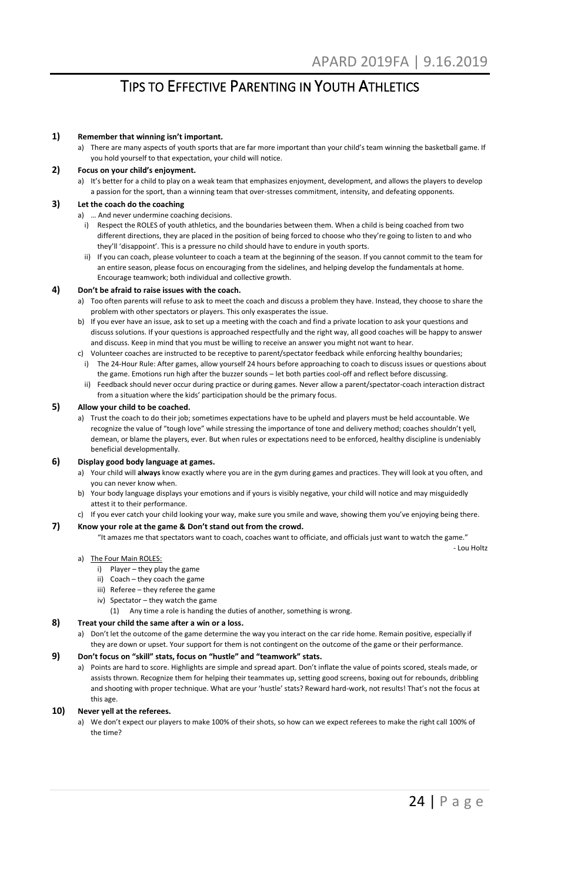# Tips to Effective Parenting in Youth Athletics

**1) Remember that winning isn't important.**

a) There are many aspects of youth sports that are far more important than your child's team winning the basketball game. If you hold yourself to that expectation, your child will notice.

**2) Focus on your child's enjoyment.**

a) It's better for a child to play on a weak team that emphasizes enjoyment, development, and allows the players to develop a passion for the sport, than a winning team that over-stresses commitment, intensity, and defeating opponents.

**3) Let the coach do the coaching**

a) … And never undermine coaching decisions.

i) Respect the ROLES of youth athletics, and the boundaries between them. When a child is being coached from two different directions, they are placed in the position of being forced to choose who they're going to listen to and who they'll 'disappoint'. This is a pressure no child should have to endure in youth sports.

ii) If you can coach, please volunteer to coach a team at the beginning of the season. If you cannot commit to the team for an entire season, please focus on encouraging from the sidelines, and helping develop the fundamentals at home. Encourage teamwork; both individual and collective growth.

**4) Don't be afraid to raise issues with the coach.**

a) Too often parents will refuse to ask to meet the coach and discuss a problem they have. Instead, they choose to share the problem with other spectators or players. This only exasperates the issue.

b) If you ever have an issue, ask to set up a meeting with the coach and find a private location to ask your questions and discuss solutions. If your questions is approached respectfully and the right way, all good coaches will be happy to answer and discuss. Keep in mind that you must be willing to receive an answer you might not want to hear.

c) Volunteer coaches are instructed to be receptive to parent/spectator feedback while enforcing healthy boundaries;

i) The 24-Hour Rule: After games, allow yourself 24 hours before approaching to coach to discuss issues or questions about the game. Emotions run high after the buzzer sounds – let both parties cool-off and reflect before discussing.

ii) Feedback should never occur during practice or during games. Never allow a parent/spectator-coach interaction distract from a situation where the kids' participation should be the primary focus.

**5) Allow your child to be coached.**

a) Trust the coach to do their job; sometimes expectations have to be upheld and players must be held accountable. We recognize the value of "tough love" while stressing the importance of tone and delivery method; coaches shouldn't yell, demean, or blame the players, ever. But when rules or expectations need to be enforced, healthy discipline is undeniably beneficial developmentally.

**6) Display good body language at games.**

a) Your child will **always** know exactly where you are in the gym during games and practices. They will look at you often, and you can never know when.

b) Your body language displays your emotions and if yours is visibly negative, your child will notice and may misguidedly attest it to their performance.

c) If you ever catch your child looking your way, make sure you smile and wave, showing them you've enjoying being there.

**7) Know your role at the game & Don't stand out from the crowd.**

"It amazes me that spectators want to coach, coaches want to officiate, and officials just want to watch the game."

- Lou Holtz

a) The Four Main ROLES:

i) Player – they play the game

ii) Coach – they coach the game

iii) Referee – they referee the game

iv) Spectator – they watch the game

(1) Any time a role is handing the duties of another, something is wrong.

**8) Treat your child the same after a win or a loss.**

a) Don't let the outcome of the game determine the way you interact on the car ride home. Remain positive, especially if they are down or upset. Your support for them is not contingent on the outcome of the game or their performance.

**9) Don't focus on "skill" stats, focus on "hustle" and "teamwork" stats.**

a) Points are hard to score. Highlights are simple and spread apart. Don't inflate the value of points scored, steals made, or assists thrown. Recognize them for helping their teammates up, setting good screens, boxing out for rebounds, dribbling and shooting with proper technique. What are your 'hustle' stats? Reward hard-work, not results! That's not the focus at this age.

**10) Never yell at the referees.**

a) We don't expect our players to make 100% of their shots, so how can we expect referees to make the right call 100% of the time?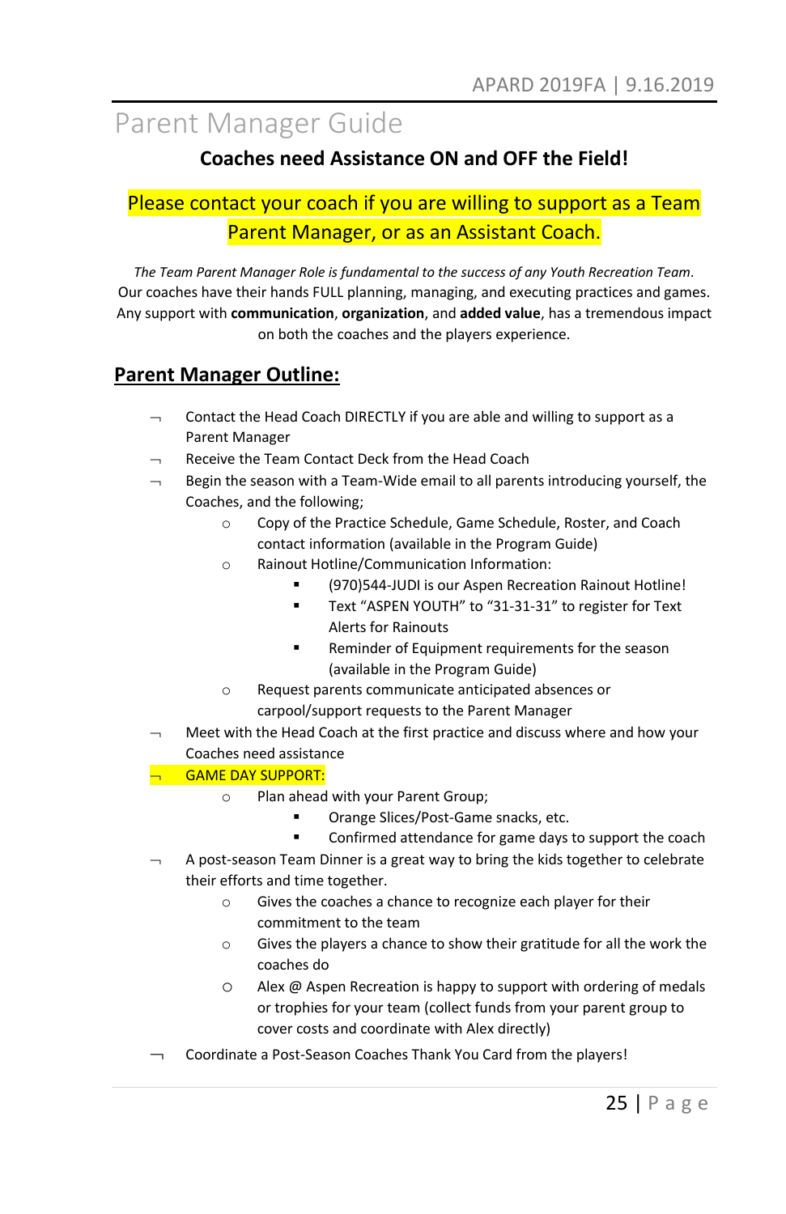# Parent Manager Guide

**Coaches need Assistance ON and OFF the Field!**

Please contact your coach if you are willing to support as a Team Parent Manager, or as an Assistant Coach.

*The Team Parent Manager Role is fundamental to the success of any Youth Recreation Team.* Our coaches have their hands FULL planning, managing, and executing practices and games. Any support with **communication**, **organization**, and **added value**, has a tremendous impact on both the coaches and the players experience.

## Parent Manager Outline:

- Contact the Head Coach DIRECTLY if you are able and willing to support as a Parent Manager
- Receive the Team Contact Deck from the Head Coach
- Begin the season with a Team-Wide email to all parents introducing yourself, the Coaches, and the following;
  - Copy of the Practice Schedule, Game Schedule, Roster, and Coach contact information (available in the Program Guide)
  - Rainout Hotline/Communication Information:
    - (970)544-JUDI is our Aspen Recreation Rainout Hotline!
    - Text “ASPEN YOUTH” to “31-31-31” to register for Text Alerts for Rainouts
    - Reminder of Equipment requirements for the season (available in the Program Guide)
  - Request parents communicate anticipated absences or carpool/support requests to the Parent Manager
- Meet with the Head Coach at the first practice and discuss where and how your Coaches need assistance
- GAME DAY SUPPORT:
  - Plan ahead with your Parent Group;
    - Orange Slices/Post-Game snacks, etc.
    - Confirmed attendance for game days to support the coach
- A post-season Team Dinner is a great way to bring the kids together to celebrate their efforts and time together.
  - Gives the coaches a chance to recognize each player for their commitment to the team
  - Gives the players a chance to show their gratitude for all the work the coaches do
  - Alex @ Aspen Recreation is happy to support with ordering of medals or trophies for your team (collect funds from your parent group to cover costs and coordinate with Alex directly)
- Coordinate a Post-Season Coaches Thank You Card from the players!